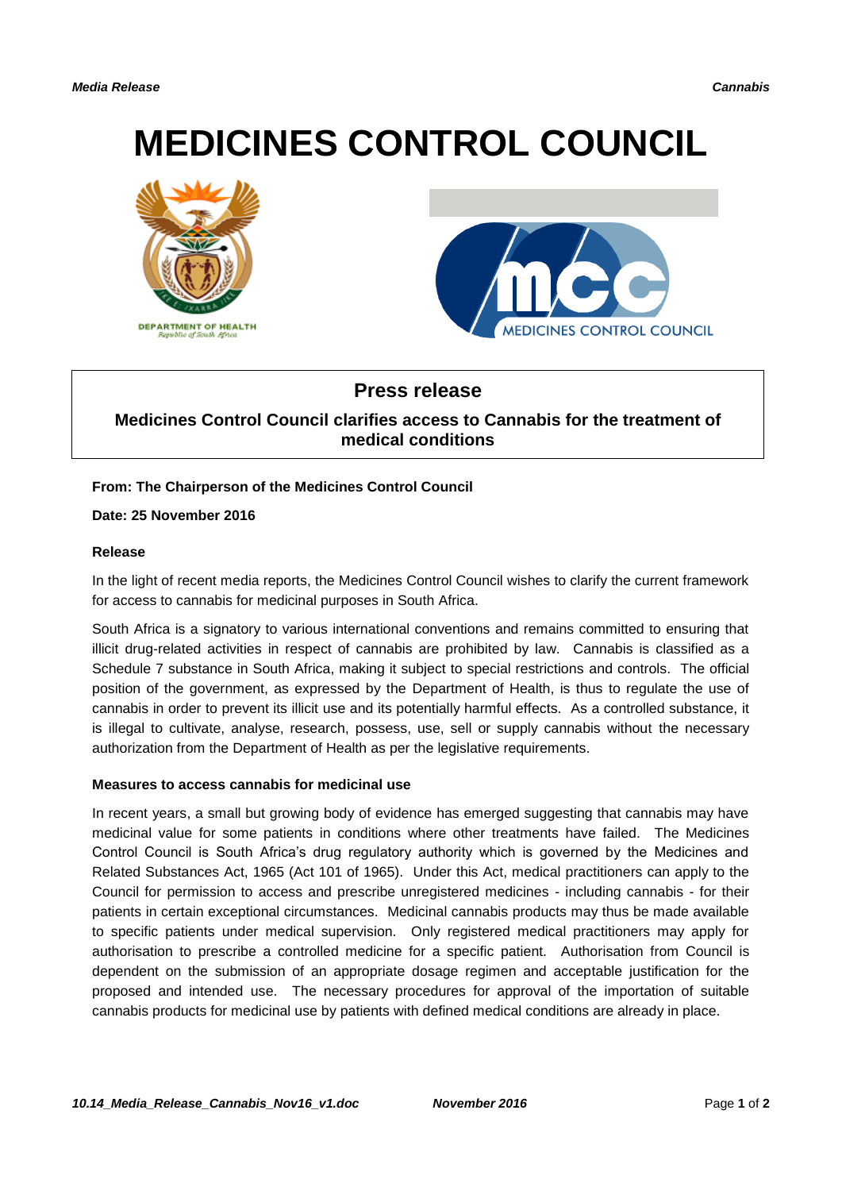# MEDICINES CONTROL COUNCIL

## Press release

### Medicines Control Council clarifies access to Cannabis for the treatment of medical conditions

**From: The Chairperson of the Medicines Control Council**

**Date: 25 November 2016**

**Release**

In the light of recent media reports, the Medicines Control Council wishes to clarify the current framework for access to cannabis for medicinal purposes in South Africa.

South Africa is a signatory to various international conventions and remains committed to ensuring that illicit drug-related activities in respect of cannabis are prohibited by law. Cannabis is classified as a Schedule 7 substance in South Africa, making it subject to special restrictions and controls. The official position of the government, as expressed by the Department of Health, is thus to regulate the use of cannabis in order to prevent its illicit use and its potentially harmful effects. As a controlled substance, it is illegal to cultivate, analyse, research, possess, use, sell or supply cannabis without the necessary authorization from the Department of Health as per the legislative requirements.

**Measures to access cannabis for medicinal use**

In recent years, a small but growing body of evidence has emerged suggesting that cannabis may have medicinal value for some patients in conditions where other treatments have failed. The Medicines Control Council is South Africa's drug regulatory authority which is governed by the Medicines and Related Substances Act, 1965 (Act 101 of 1965). Under this Act, medical practitioners can apply to the Council for permission to access and prescribe unregistered medicines - including cannabis - for their patients in certain exceptional circumstances. Medicinal cannabis products may thus be made available to specific patients under medical supervision. Only registered medical practitioners may apply for authorisation to prescribe a controlled medicine for a specific patient. Authorisation from Council is dependent on the submission of an appropriate dosage regimen and acceptable justification for the proposed and intended use. The necessary procedures for approval of the importation of suitable cannabis products for medicinal use by patients with defined medical conditions are already in place.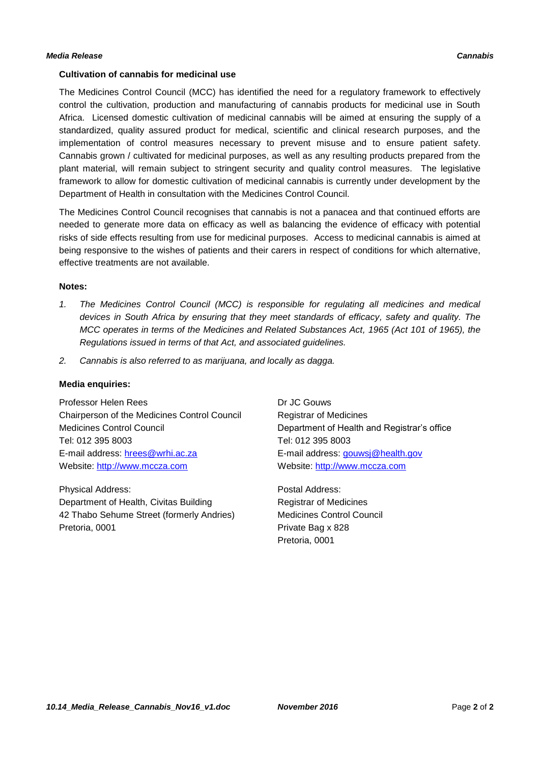**Cultivation of cannabis for medicinal use**

The Medicines Control Council (MCC) has identified the need for a regulatory framework to effectively control the cultivation, production and manufacturing of cannabis products for medicinal use in South Africa. Licensed domestic cultivation of medicinal cannabis will be aimed at ensuring the supply of a standardized, quality assured product for medical, scientific and clinical research purposes, and the implementation of control measures necessary to prevent misuse and to ensure patient safety. Cannabis grown / cultivated for medicinal purposes, as well as any resulting products prepared from the plant material, will remain subject to stringent security and quality control measures. The legislative framework to allow for domestic cultivation of medicinal cannabis is currently under development by the Department of Health in consultation with the Medicines Control Council.

The Medicines Control Council recognises that cannabis is not a panacea and that continued efforts are needed to generate more data on efficacy as well as balancing the evidence of efficacy with potential risks of side effects resulting from use for medicinal purposes. Access to medicinal cannabis is aimed at being responsive to the wishes of patients and their carers in respect of conditions for which alternative, effective treatments are not available.

**Notes:**

1. *The Medicines Control Council (MCC) is responsible for regulating all medicines and medical devices in South Africa by ensuring that they meet standards of efficacy, safety and quality. The MCC operates in terms of the Medicines and Related Substances Act, 1965 (Act 101 of 1965), the Regulations issued in terms of that Act, and associated guidelines.*
2. *Cannabis is also referred to as marijuana, and locally as dagga.*

**Media enquiries:**

Professor Helen Rees
Chairperson of the Medicines Control Council
Medicines Control Council
Tel: 012 395 8003
E-mail address: hrees@wrhi.ac.za
Website: http://www.mccza.com

Dr JC Gouws
Registrar of Medicines
Department of Health and Registrar's office
Tel: 012 395 8003
E-mail address: gouwsj@health.gov
Website: http://www.mccza.com

Physical Address:
Department of Health, Civitas Building
42 Thabo Sehume Street (formerly Andries)
Pretoria, 0001

Postal Address:
Registrar of Medicines
Medicines Control Council
Private Bag x 828
Pretoria, 0001